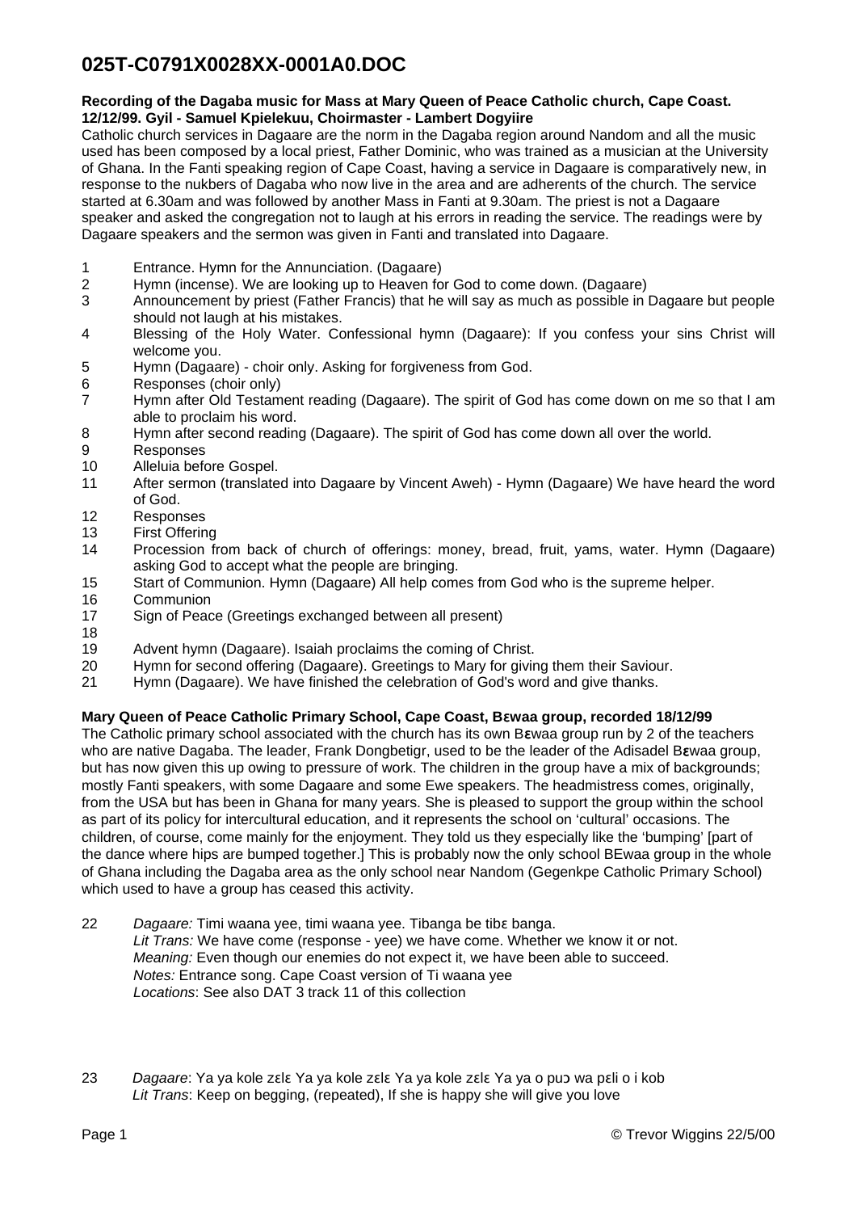# 025T-C0791X0028XX-0001A0.DOC

**Recording of the Dagaba music for Mass at Mary Queen of Peace Catholic church, Cape Coast. 12/12/99. Gyil - Samuel Kpielekuu, Choirmaster - Lambert Dogyiire**

Catholic church services in Dagaare are the norm in the Dagaba region around Nandom and all the music used has been composed by a local priest, Father Dominic, who was trained as a musician at the University of Ghana. In the Fanti speaking region of Cape Coast, having a service in Dagaare is comparatively new, in response to the nukbers of Dagaba who now live in the area and are adherents of the church. The service started at 6.30am and was followed by another Mass in Fanti at 9.30am. The priest is not a Dagaare speaker and asked the congregation not to laugh at his errors in reading the service. The readings were by Dagaare speakers and the sermon was given in Fanti and translated into Dagaare.

1 Entrance. Hymn for the Annunciation. (Dagaare)
2 Hymn (incense). We are looking up to Heaven for God to come down. (Dagaare)
3 Announcement by priest (Father Francis) that he will say as much as possible in Dagaare but people should not laugh at his mistakes.
4 Blessing of the Holy Water. Confessional hymn (Dagaare): If you confess your sins Christ will welcome you.
5 Hymn (Dagaare) - choir only. Asking for forgiveness from God.
6 Responses (choir only)
7 Hymn after Old Testament reading (Dagaare). The spirit of God has come down on me so that I am able to proclaim his word.
8 Hymn after second reading (Dagaare). The spirit of God has come down all over the world.
9 Responses
10 Alleluia before Gospel.
11 After sermon (translated into Dagaare by Vincent Aweh) - Hymn (Dagaare) We have heard the word of God.
12 Responses
13 First Offering
14 Procession from back of church of offerings: money, bread, fruit, yams, water. Hymn (Dagaare) asking God to accept what the people are bringing.
15 Start of Communion. Hymn (Dagaare) All help comes from God who is the supreme helper.
16 Communion
17 Sign of Peace (Greetings exchanged between all present)
18
19 Advent hymn (Dagaare). Isaiah proclaims the coming of Christ.
20 Hymn for second offering (Dagaare). Greetings to Mary for giving them their Saviour.
21 Hymn (Dagaare). We have finished the celebration of God's word and give thanks.

**Mary Queen of Peace Catholic Primary School, Cape Coast, Bɛwaa group, recorded 18/12/99**

The Catholic primary school associated with the church has its own Bɛwaa group run by 2 of the teachers who are native Dagaba. The leader, Frank Dongbetigr, used to be the leader of the Adisadel Bɛwaa group, but has now given this up owing to pressure of work. The children in the group have a mix of backgrounds; mostly Fanti speakers, with some Dagaare and some Ewe speakers. The headmistress comes, originally, from the USA but has been in Ghana for many years. She is pleased to support the group within the school as part of its policy for intercultural education, and it represents the school on 'cultural' occasions. The children, of course, come mainly for the enjoyment. They told us they especially like the 'bumping' [part of the dance where hips are bumped together.] This is probably now the only school BEwaa group in the whole of Ghana including the Dagaba area as the only school near Nandom (Gegenkpe Catholic Primary School) which used to have a group has ceased this activity.

22 *Dagaare:* Timi waana yee, timi waana yee. Tibanga be tibɛ banga.
*Lit Trans:* We have come (response - yee) we have come. Whether we know it or not.
*Meaning:* Even though our enemies do not expect it, we have been able to succeed.
*Notes:* Entrance song. Cape Coast version of Ti waana yee
*Locations*: See also DAT 3 track 11 of this collection

23 *Dagaare*: Ya ya kole zɛlɛ Ya ya kole zɛlɛ Ya ya kole zɛlɛ Ya ya o puɔ wa pɛli o i kob
*Lit Trans*: Keep on begging, (repeated), If she is happy she will give you love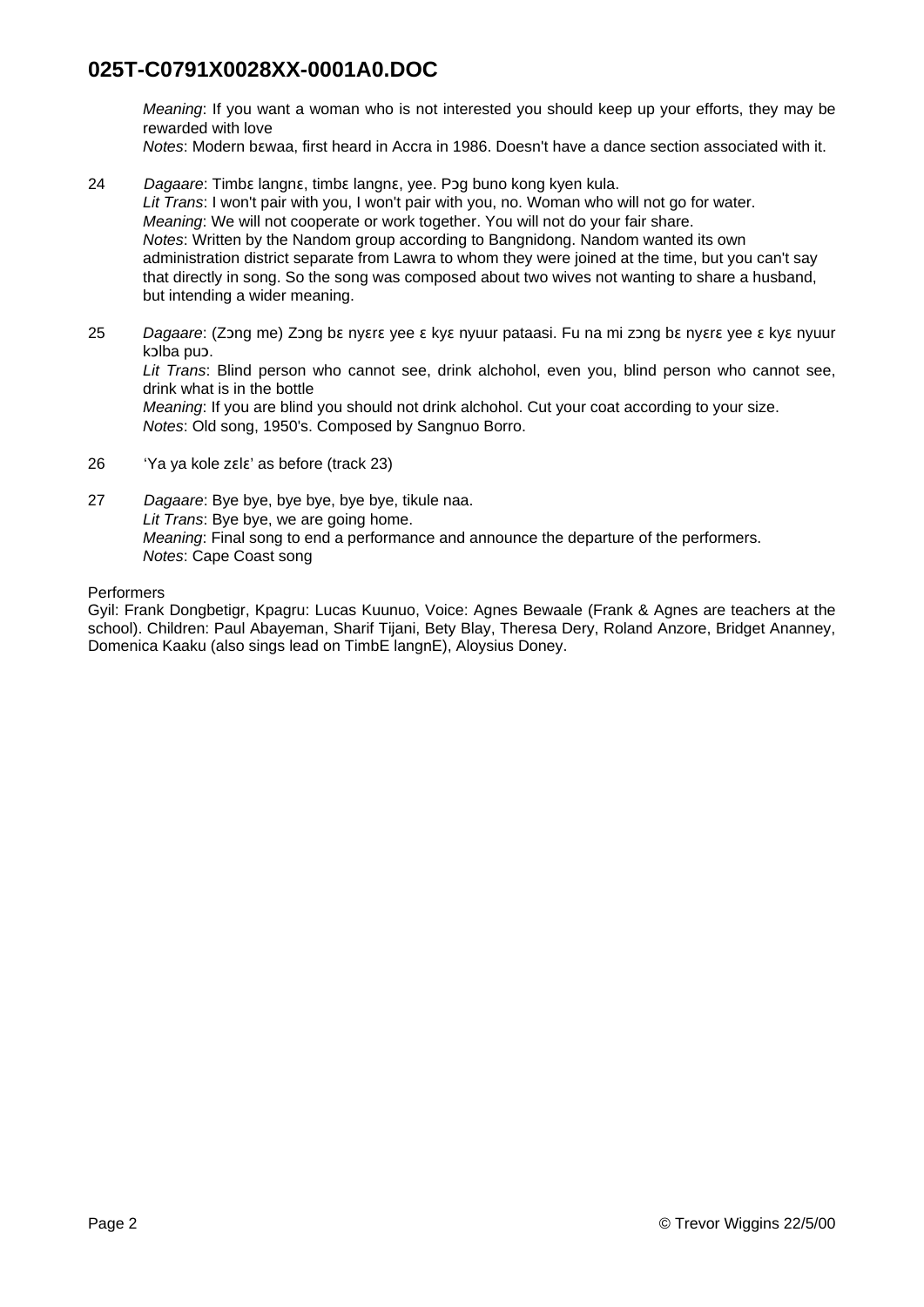*Meaning*: If you want a woman who is not interested you should keep up your efforts, they may be rewarded with love
*Notes*: Modern bɛwaa, first heard in Accra in 1986. Doesn't have a dance section associated with it.

24 *Dagaare*: Timbɛ langnɛ, timbɛ langnɛ, yee. Pɔg buno kong kyen kula.
*Lit Trans*: I won't pair with you, I won't pair with you, no. Woman who will not go for water.
*Meaning*: We will not cooperate or work together. You will not do your fair share.
*Notes*: Written by the Nandom group according to Bangnidong. Nandom wanted its own administration district separate from Lawra to whom they were joined at the time, but you can't say that directly in song. So the song was composed about two wives not wanting to share a husband, but intending a wider meaning.

25 *Dagaare*: (Zɔng me) Zɔng bɛ nyɛrɛ yee ɛ kyɛ nyuur pataasi. Fu na mi zɔng bɛ nyɛrɛ yee ɛ kyɛ nyuur kɔlba puɔ.
*Lit Trans*: Blind person who cannot see, drink alchohol, even you, blind person who cannot see, drink what is in the bottle
*Meaning*: If you are blind you should not drink alchohol. Cut your coat according to your size.
*Notes*: Old song, 1950's. Composed by Sangnuo Borro.

26 'Ya ya kole zɛlɛ' as before (track 23)

27 *Dagaare*: Bye bye, bye bye, bye bye, tikule naa.
*Lit Trans*: Bye bye, we are going home.
*Meaning*: Final song to end a performance and announce the departure of the performers.
*Notes*: Cape Coast song

Performers
Gyil: Frank Dongbetigr, Kpagru: Lucas Kuunuo, Voice: Agnes Bewaale (Frank & Agnes are teachers at the school). Children: Paul Abayeman, Sharif Tijani, Bety Blay, Theresa Dery, Roland Anzore, Bridget Ananney, Domenica Kaaku (also sings lead on TimbE langnE), Aloysius Doney.

© Trevor Wiggins 22/5/00